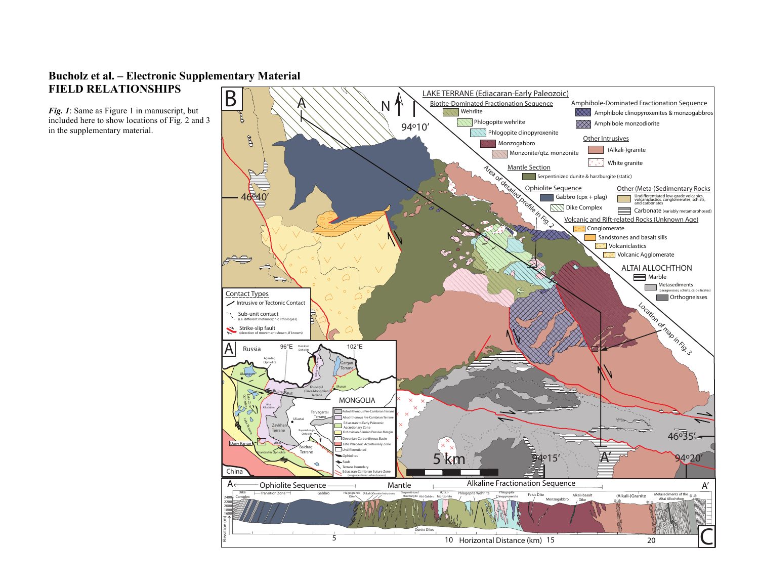# Bucholz et al. – Electronic Supplementary Material

## FIELD RELATIONSHIPS

***Fig. 1***: Same as Figure 1 in manuscript, but included here to show locations of Fig. 2 and 3 in the supplementary material.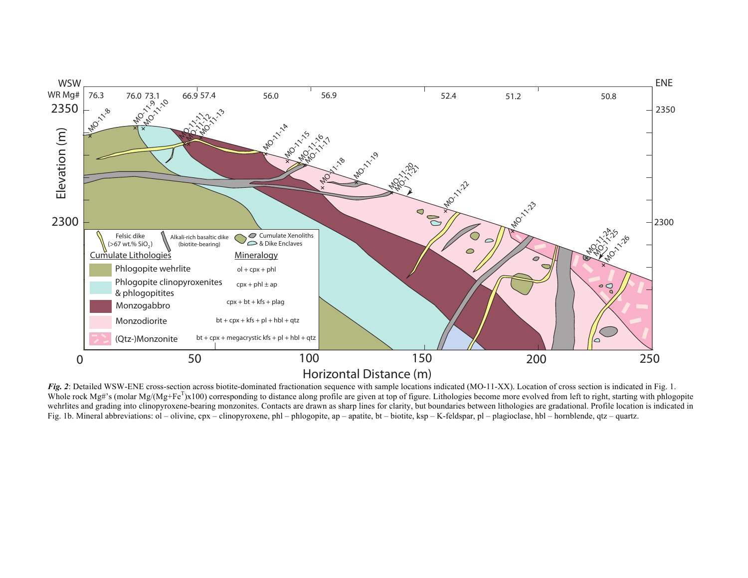***Fig. 2***: Detailed WSW-ENE cross-section across biotite-dominated fractionation sequence with sample locations indicated (MO-11-XX). Location of cross section is indicated in Fig. 1. Whole rock Mg#'s (molar Mg/(Mg+$Fe^T$)x100) corresponding to distance along profile are given at top of figure. Lithologies become more evolved from left to right, starting with phlogopite wehrlites and grading into clinopyroxene-bearing monzonites. Contacts are drawn as sharp lines for clarity, but boundaries between lithologies are gradational. Profile location is indicated in Fig. 1b. Mineral abbreviations: ol – olivine, cpx – clinopyroxene, phl – phlogopite, ap – apatite, bt – biotite, ksp – K-feldspar, pl – plagioclase, hbl – hornblende, qtz – quartz.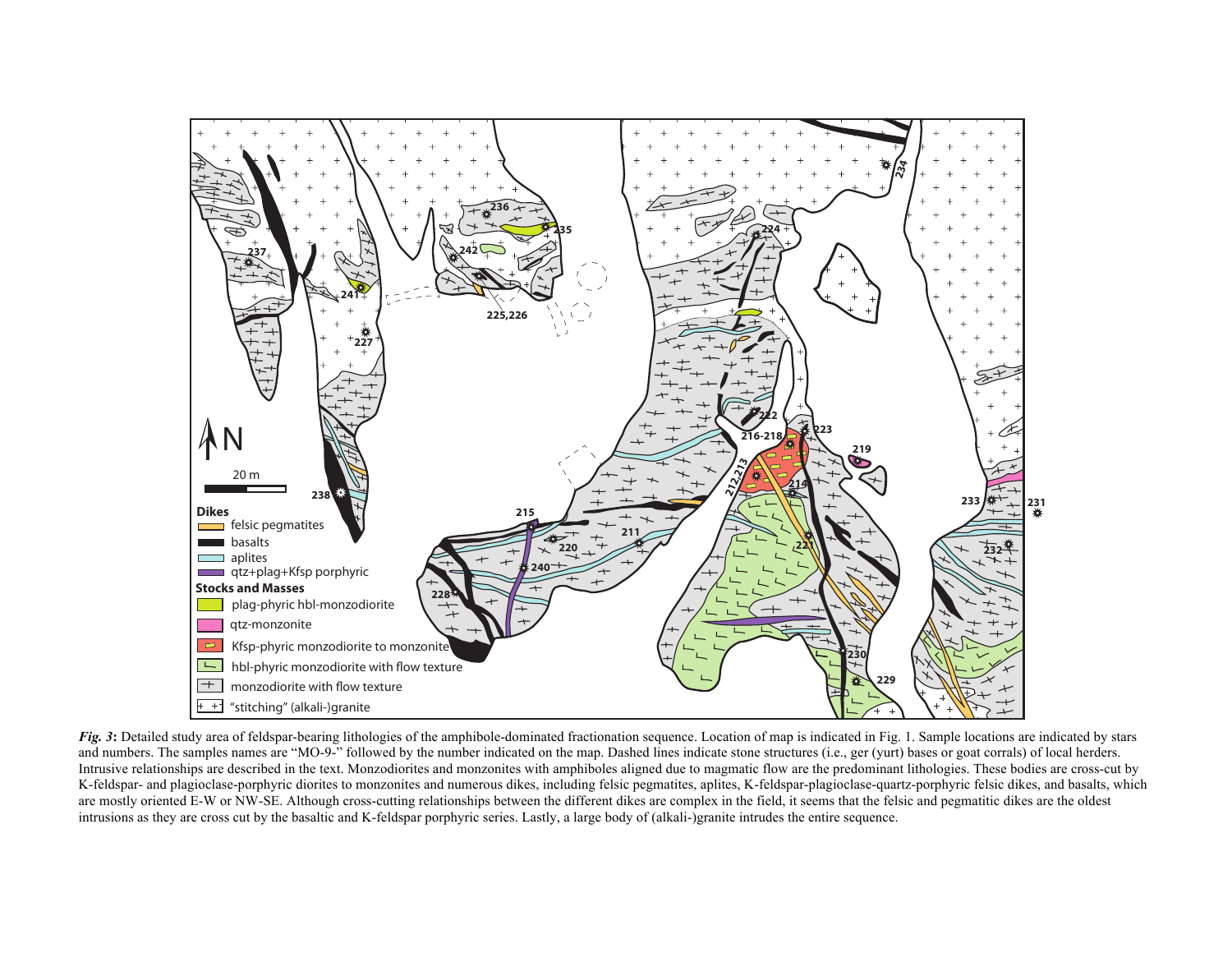N

20 m

**Dikes**
felsic pegmatites
basalts
aplites
qtz+plag+Kfsp porphyric

**Stocks and Masses**
plag-phyric hbl-monzodiorite
qtz-monzonite
Kfsp-phyric monzodiorite to monzonite
hbl-phyric monzodiorite with flow texture
monzodiorite with flow texture
"stitching" (alkali-)granite

236
235
242
237
241
225,226
227
224
234
222
216-218
223
219
212,213
214
233
231
232
238
215
220
211
240
228
221
230
229

***Fig. 3*:** Detailed study area of feldspar-bearing lithologies of the amphibole-dominated fractionation sequence. Location of map is indicated in Fig. 1. Sample locations are indicated by stars and numbers. The samples names are "MO-9-" followed by the number indicated on the map. Dashed lines indicate stone structures (i.e., ger (yurt) bases or goat corrals) of local herders. Intrusive relationships are described in the text. Monzodiorites and monzonites with amphiboles aligned due to magmatic flow are the predominant lithologies. These bodies are cross-cut by K-feldspar- and plagioclase-porphyric diorites to monzonites and numerous dikes, including felsic pegmatites, aplites, K-feldspar-plagioclase-quartz-porphyric felsic dikes, and basalts, which are mostly oriented E-W or NW-SE. Although cross-cutting relationships between the different dikes are complex in the field, it seems that the felsic and pegmatitic dikes are the oldest intrusions as they are cross cut by the basaltic and K-feldspar porphyric series. Lastly, a large body of (alkali-)granite intrudes the entire sequence.